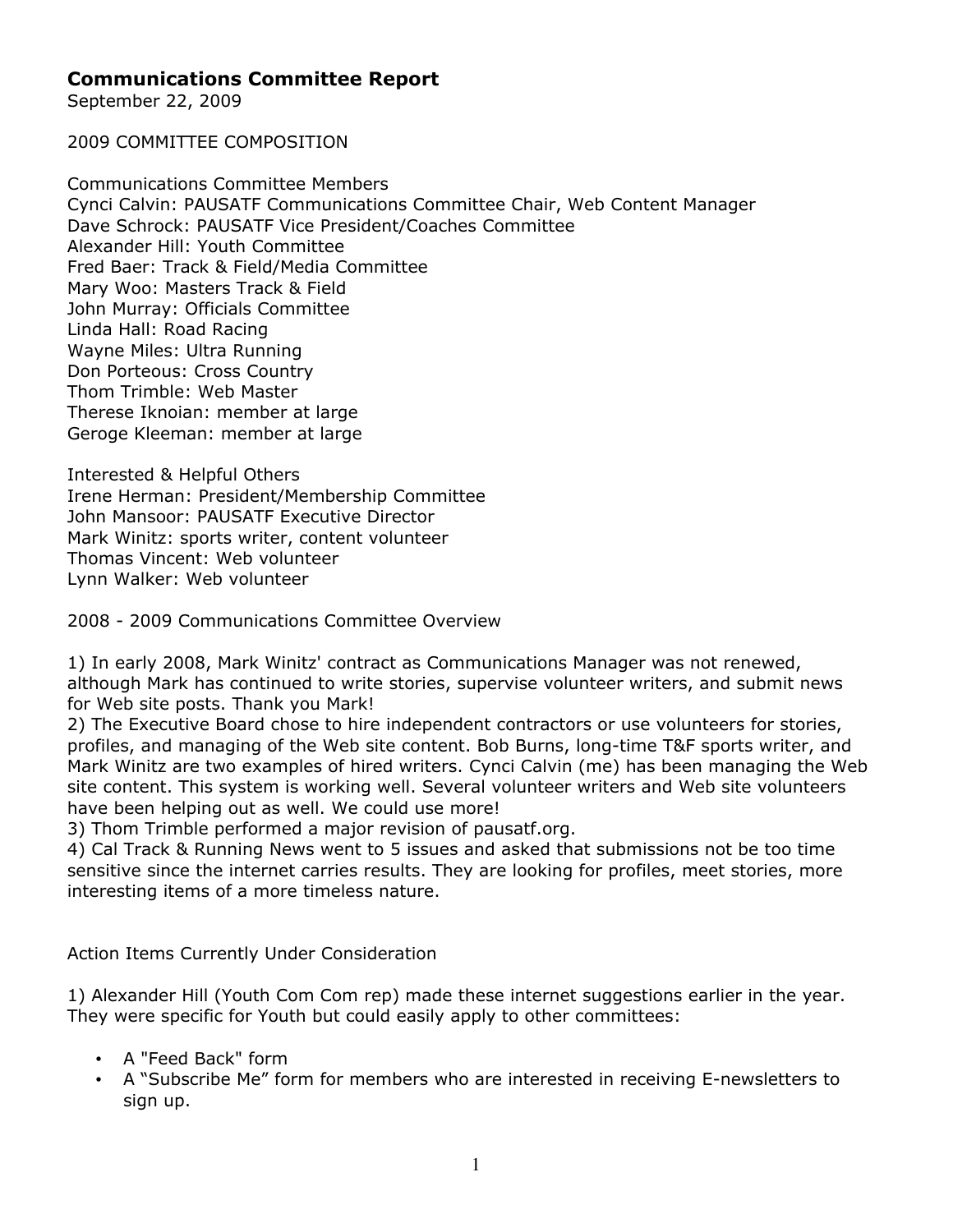# Communications Committee Report

September 22, 2009

2009 COMMITTEE COMPOSITION

Communications Committee Members
Cynci Calvin: PAUSATF Communications Committee Chair, Web Content Manager
Dave Schrock: PAUSATF Vice President/Coaches Committee
Alexander Hill: Youth Committee
Fred Baer: Track & Field/Media Committee
Mary Woo: Masters Track & Field
John Murray: Officials Committee
Linda Hall: Road Racing
Wayne Miles: Ultra Running
Don Porteous: Cross Country
Thom Trimble: Web Master
Therese Iknoian: member at large
Geroge Kleeman: member at large

Interested & Helpful Others
Irene Herman: President/Membership Committee
John Mansoor: PAUSATF Executive Director
Mark Winitz: sports writer, content volunteer
Thomas Vincent: Web volunteer
Lynn Walker: Web volunteer

2008 - 2009 Communications Committee Overview

1) In early 2008, Mark Winitz' contract as Communications Manager was not renewed, although Mark has continued to write stories, supervise volunteer writers, and submit news for Web site posts. Thank you Mark!
2) The Executive Board chose to hire independent contractors or use volunteers for stories, profiles, and managing of the Web site content. Bob Burns, long-time T&F sports writer, and Mark Winitz are two examples of hired writers. Cynci Calvin (me) has been managing the Web site content. This system is working well. Several volunteer writers and Web site volunteers have been helping out as well. We could use more!
3) Thom Trimble performed a major revision of pausatf.org.
4) Cal Track & Running News went to 5 issues and asked that submissions not be too time sensitive since the internet carries results. They are looking for profiles, meet stories, more interesting items of a more timeless nature.

Action Items Currently Under Consideration

1) Alexander Hill (Youth Com Com rep) made these internet suggestions earlier in the year. They were specific for Youth but could easily apply to other committees:

- A "Feed Back" form
- A “Subscribe Me” form for members who are interested in receiving E-newsletters to sign up.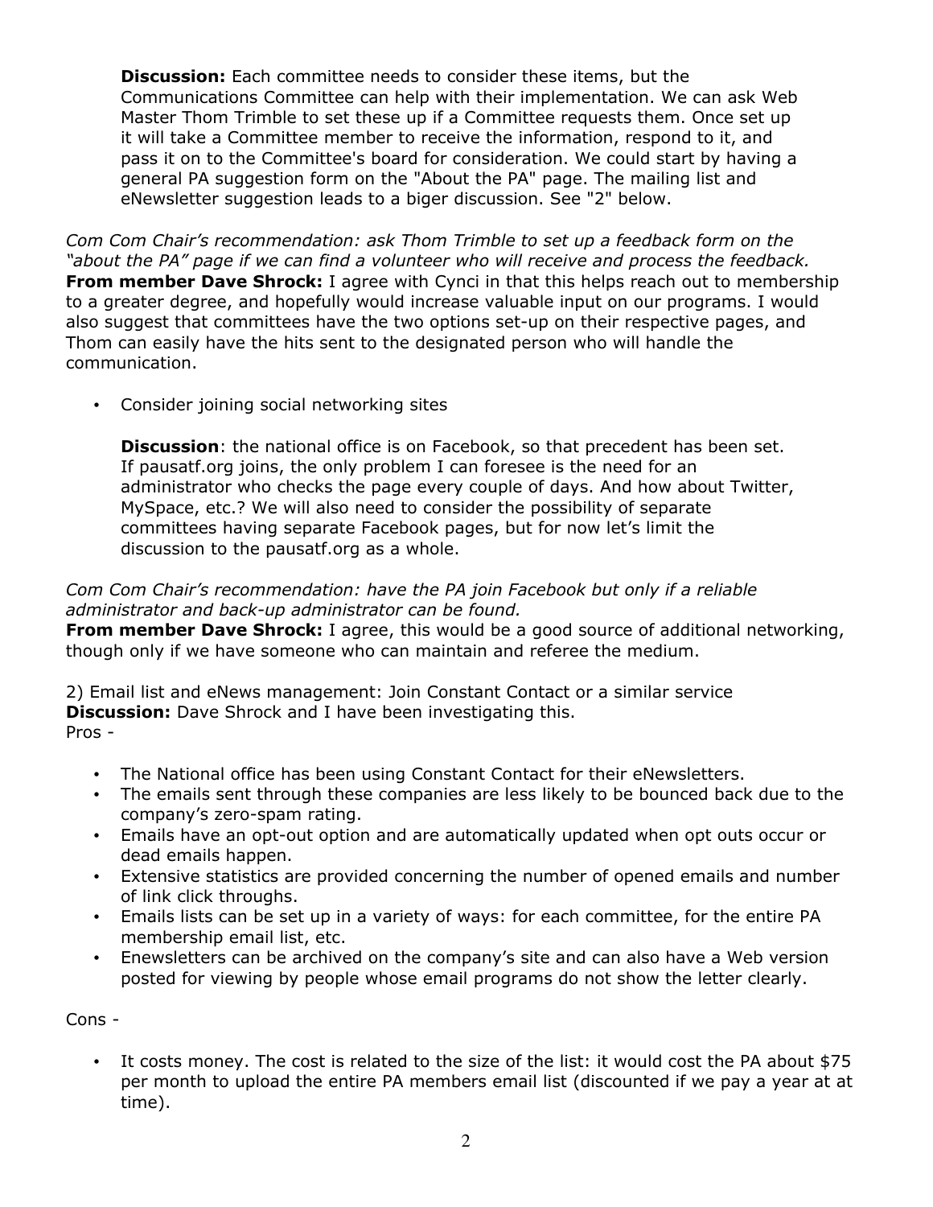**Discussion:** Each committee needs to consider these items, but the Communications Committee can help with their implementation. We can ask Web Master Thom Trimble to set these up if a Committee requests them. Once set up it will take a Committee member to receive the information, respond to it, and pass it on to the Committee's board for consideration. We could start by having a general PA suggestion form on the "About the PA" page. The mailing list and eNewsletter suggestion leads to a biger discussion. See "2" below.

*Com Com Chair's recommendation: ask Thom Trimble to set up a feedback form on the "about the PA" page if we can find a volunteer who will receive and process the feedback.*
**From member Dave Shrock:** I agree with Cynci in that this helps reach out to membership to a greater degree, and hopefully would increase valuable input on our programs. I would also suggest that committees have the two options set-up on their respective pages, and Thom can easily have the hits sent to the designated person who will handle the communication.

- Consider joining social networking sites

  **Discussion**: the national office is on Facebook, so that precedent has been set. If pausatf.org joins, the only problem I can foresee is the need for an administrator who checks the page every couple of days. And how about Twitter, MySpace, etc.? We will also need to consider the possibility of separate committees having separate Facebook pages, but for now let's limit the discussion to the pausatf.org as a whole.

*Com Com Chair's recommendation: have the PA join Facebook but only if a reliable administrator and back-up administrator can be found.*
**From member Dave Shrock:** I agree, this would be a good source of additional networking, though only if we have someone who can maintain and referee the medium.

2) Email list and eNews management: Join Constant Contact or a similar service
**Discussion:** Dave Shrock and I have been investigating this.
Pros -

- The National office has been using Constant Contact for their eNewsletters.
- The emails sent through these companies are less likely to be bounced back due to the company's zero-spam rating.
- Emails have an opt-out option and are automatically updated when opt outs occur or dead emails happen.
- Extensive statistics are provided concerning the number of opened emails and number of link click throughs.
- Emails lists can be set up in a variety of ways: for each committee, for the entire PA membership email list, etc.
- Enewsletters can be archived on the company's site and can also have a Web version posted for viewing by people whose email programs do not show the letter clearly.

Cons -

- It costs money. The cost is related to the size of the list: it would cost the PA about $75 per month to upload the entire PA members email list (discounted if we pay a year at at time).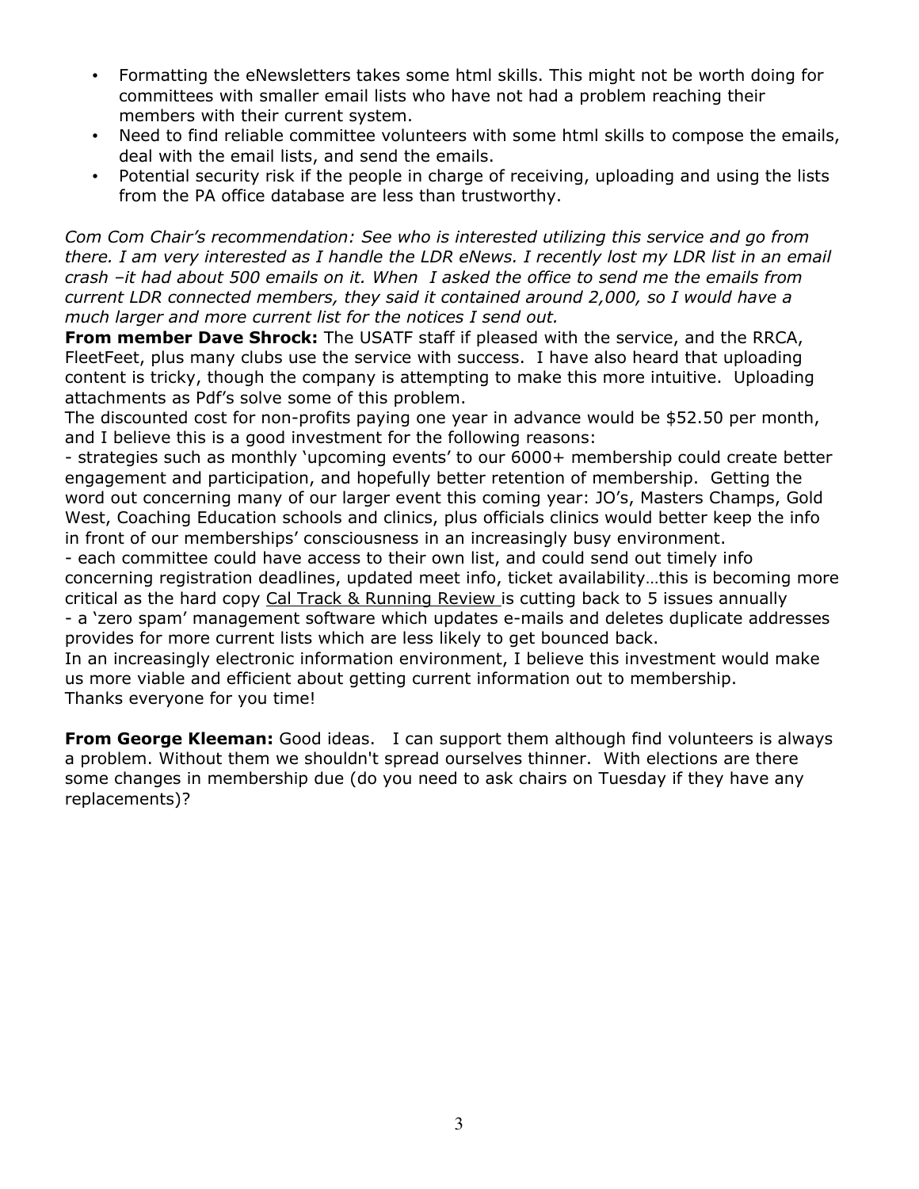- Formatting the eNewsletters takes some html skills. This might not be worth doing for committees with smaller email lists who have not had a problem reaching their members with their current system.
- Need to find reliable committee volunteers with some html skills to compose the emails, deal with the email lists, and send the emails.
- Potential security risk if the people in charge of receiving, uploading and using the lists from the PA office database are less than trustworthy.

*Com Com Chair's recommendation: See who is interested utilizing this service and go from there. I am very interested as I handle the LDR eNews. I recently lost my LDR list in an email crash –it had about 500 emails on it. When I asked the office to send me the emails from current LDR connected members, they said it contained around 2,000, so I would have a much larger and more current list for the notices I send out.*

**From member Dave Shrock:** The USATF staff if pleased with the service, and the RRCA, FleetFeet, plus many clubs use the service with success. I have also heard that uploading content is tricky, though the company is attempting to make this more intuitive. Uploading attachments as Pdf's solve some of this problem.

The discounted cost for non-profits paying one year in advance would be $52.50 per month, and I believe this is a good investment for the following reasons:

- strategies such as monthly 'upcoming events' to our 6000+ membership could create better engagement and participation, and hopefully better retention of membership. Getting the word out concerning many of our larger event this coming year: JO's, Masters Champs, Gold West, Coaching Education schools and clinics, plus officials clinics would better keep the info in front of our memberships' consciousness in an increasingly busy environment.

- each committee could have access to their own list, and could send out timely info concerning registration deadlines, updated meet info, ticket availability…this is becoming more critical as the hard copy Cal Track & Running Review is cutting back to 5 issues annually

- a 'zero spam' management software which updates e-mails and deletes duplicate addresses provides for more current lists which are less likely to get bounced back.

In an increasingly electronic information environment, I believe this investment would make us more viable and efficient about getting current information out to membership.

Thanks everyone for you time!

**From George Kleeman:** Good ideas. I can support them although find volunteers is always a problem. Without them we shouldn't spread ourselves thinner. With elections are there some changes in membership due (do you need to ask chairs on Tuesday if they have any replacements)?